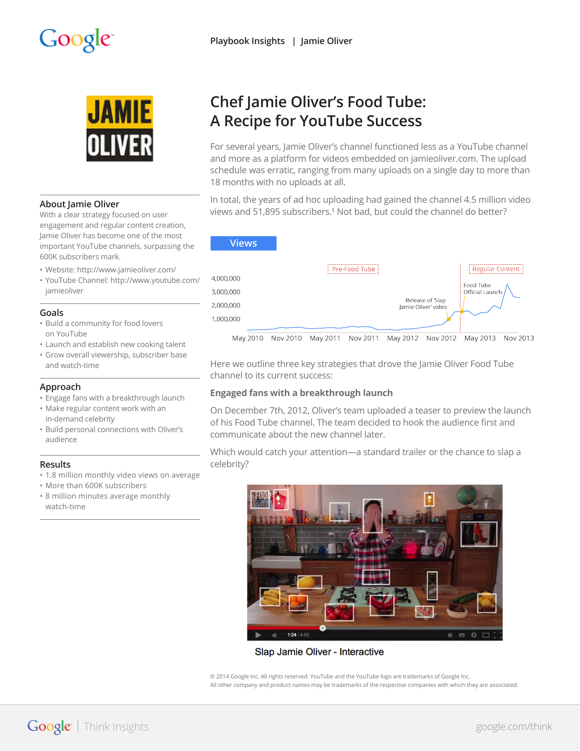# Chef Jamie Oliver's Food Tube: A Recipe for YouTube Success

## About Jamie Oliver

With a clear strategy focused on user engagement and regular content creation, Jamie Oliver has become one of the most important YouTube channels, surpassing the 600K subscribers mark.

- Website: http://www.jamieoliver.com/
- YouTube Channel: http://www.youtube.com/jamieoliver

## Goals

- Build a community for food lovers on YouTube
- Launch and establish new cooking talent
- Grow overall viewership, subscriber base and watch-time

## Approach

- Engage fans with a breakthrough launch
- Make regular content work with an in-demand celebrity
- Build personal connections with Oliver's audience

## Results

- 1.8 million monthly video views on average
- More than 600K subscribers
- 8 million minutes average monthly watch-time

For several years, Jamie Oliver's channel functioned less as a YouTube channel and more as a platform for videos embedded on jamieoliver.com. The upload schedule was erratic, ranging from many uploads on a single day to more than 18 months with no uploads at all.

In total, the years of ad hoc uploading had gained the channel 4.5 million video views and 51,895 subscribers.[1] Not bad, but could the channel do better?

**Views**

Pre-Food Tube | Regular Content

Release of 'Slap Jamie Oliver' video — Food Tube Official Launch

4,000,000 / 3,000,000 / 2,000,000 / 1,000,000

May 2010 · Nov 2010 · May 2011 · Nov 2011 · May 2012 · Nov 2012 · May 2013 · Nov 2013

Here we outline three key strategies that drove the Jamie Oliver Food Tube channel to its current success:

### Engaged fans with a breakthrough launch

On December 7th, 2012, Oliver's team uploaded a teaser to preview the launch of his Food Tube channel. The team decided to hook the audience first and communicate about the new channel later.

Which would catch your attention—a standard trailer or the chance to slap a celebrity?

Slap Jamie Oliver - Interactive

© 2014 Google Inc. All rights reserved. YouTube and the YouTube logo are trademarks of Google Inc.
All other company and product names may be trademarks of the respective companies with which they are associated.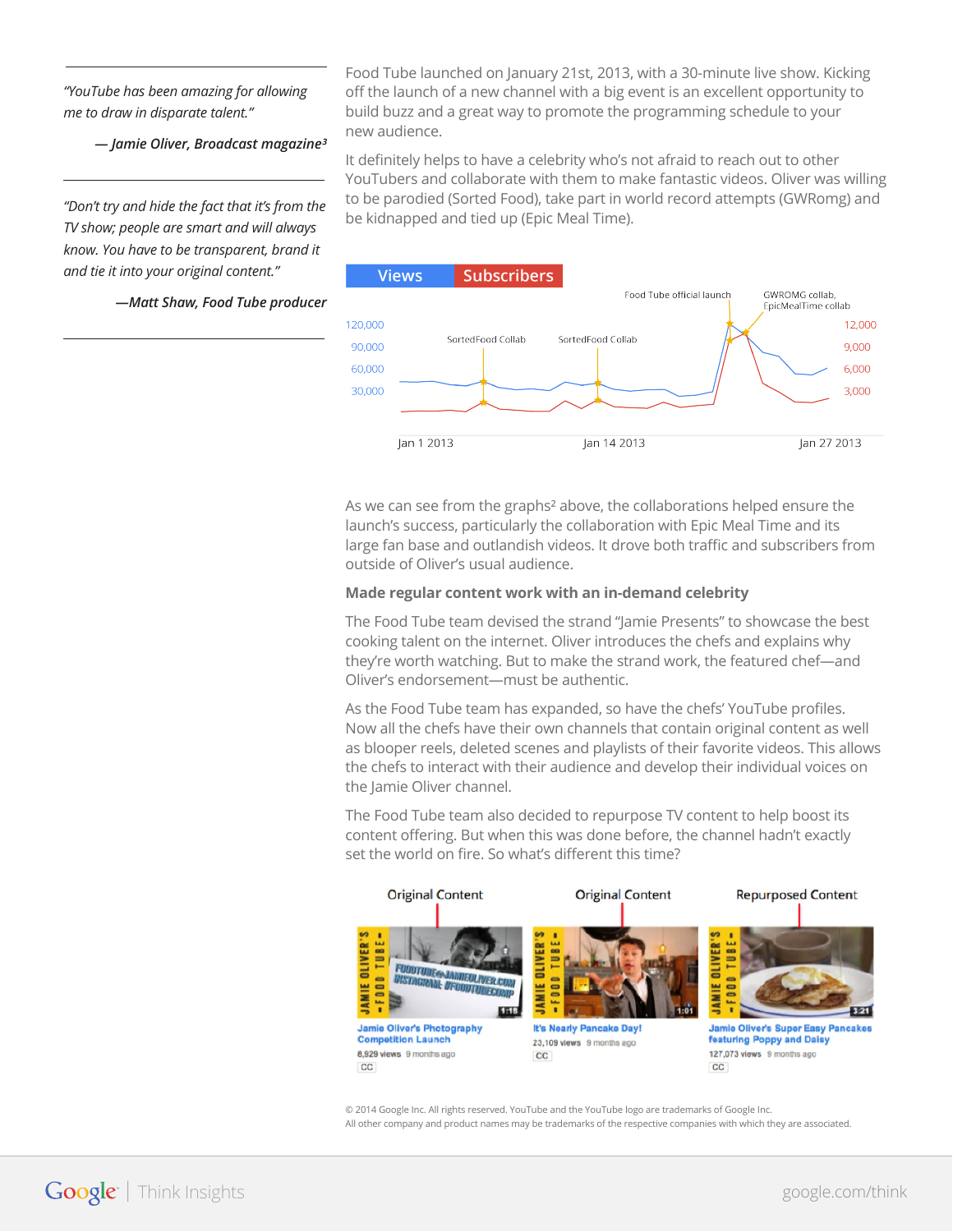> "YouTube has been amazing for allowing me to draw in disparate talent."
>
> — **Jamie Oliver, Broadcast magazine**[3]

> "Don't try and hide the fact that it's from the TV show; people are smart and will always know. You have to be transparent, brand it and tie it into your original content."
>
> —**Matt Shaw, Food Tube producer**

Food Tube launched on January 21st, 2013, with a 30-minute live show. Kicking off the launch of a new channel with a big event is an excellent opportunity to build buzz and a great way to promote the programming schedule to your new audience.

It definitely helps to have a celebrity who's not afraid to reach out to other YouTubers and collaborate with them to make fantastic videos. Oliver was willing to be parodied (Sorted Food), take part in world record attempts (GWRomg) and be kidnapped and tied up (Epic Meal Time).

Views | Subscribers

Food Tube official launch · GWROMG collab, EpicMealTime collab · SortedFood Collab · SortedFood Collab

120,000 · 90,000 · 60,000 · 30,000 | 12,000 · 9,000 · 6,000 · 3,000

Jan 1 2013 · Jan 14 2013 · Jan 27 2013

As we can see from the graphs[2] above, the collaborations helped ensure the launch's success, particularly the collaboration with Epic Meal Time and its large fan base and outlandish videos. It drove both traffic and subscribers from outside of Oliver's usual audience.

**Made regular content work with an in-demand celebrity**

The Food Tube team devised the strand "Jamie Presents" to showcase the best cooking talent on the internet. Oliver introduces the chefs and explains why they're worth watching. But to make the strand work, the featured chef—and Oliver's endorsement—must be authentic.

As the Food Tube team has expanded, so have the chefs' YouTube profiles. Now all the chefs have their own channels that contain original content as well as blooper reels, deleted scenes and playlists of their favorite videos. This allows the chefs to interact with their audience and develop their individual voices on the Jamie Oliver channel.

The Food Tube team also decided to repurpose TV content to help boost its content offering. But when this was done before, the channel hadn't exactly set the world on fire. So what's different this time?

| Original Content | Original Content | Repurposed Content |
| --- | --- | --- |
| Jamie Oliver's Photography Competition Launch (1:18) — 8,929 views, 9 months ago, CC | It's Nearly Pancake Day! (1:01) — 23,109 views, 9 months ago, CC | Jamie Oliver's Super Easy Pancakes featuring Poppy and Daisy (3:21) — 127,073 views, 9 months ago, CC |

© 2014 Google Inc. All rights reserved. YouTube and the YouTube logo are trademarks of Google Inc.
All other company and product names may be trademarks of the respective companies with which they are associated.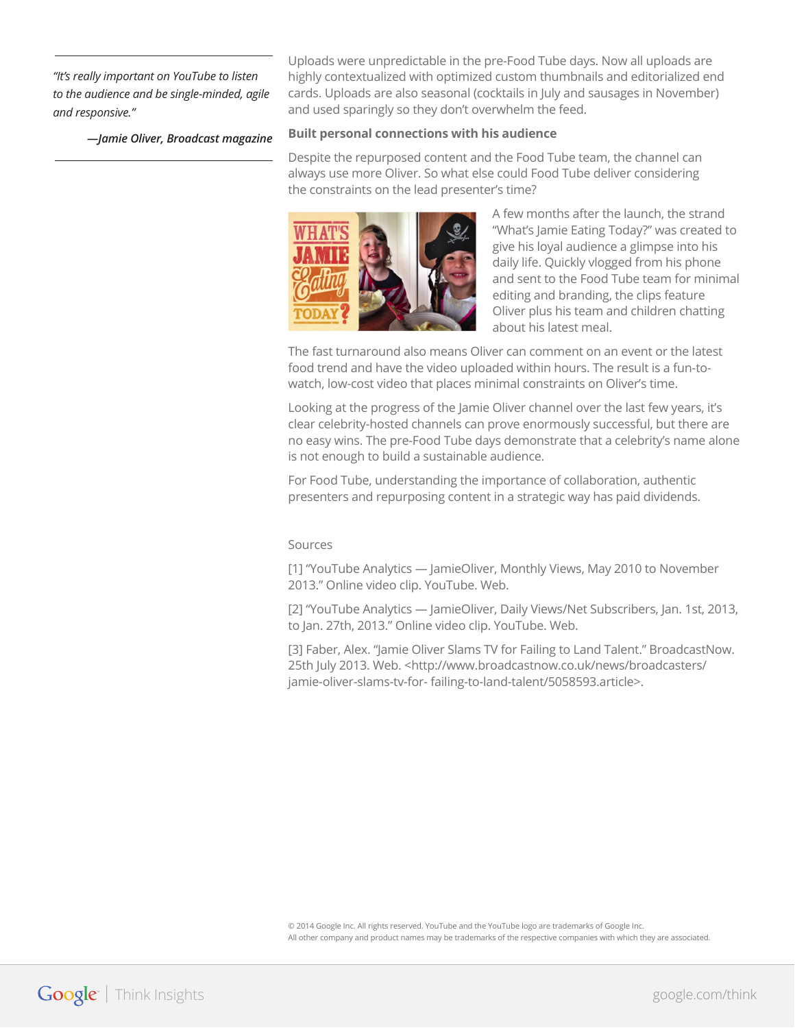> *"It's really important on YouTube to listen to the audience and be single-minded, agile and responsive."*
>
> ***—Jamie Oliver, Broadcast magazine***

Uploads were unpredictable in the pre-Food Tube days. Now all uploads are highly contextualized with optimized custom thumbnails and editorialized end cards. Uploads are also seasonal (cocktails in July and sausages in November) and used sparingly so they don't overwhelm the feed.

**Built personal connections with his audience**

Despite the repurposed content and the Food Tube team, the channel can always use more Oliver. So what else could Food Tube deliver considering the constraints on the lead presenter's time?

A few months after the launch, the strand "What's Jamie Eating Today?" was created to give his loyal audience a glimpse into his daily life. Quickly vlogged from his phone and sent to the Food Tube team for minimal editing and branding, the clips feature Oliver plus his team and children chatting about his latest meal.

The fast turnaround also means Oliver can comment on an event or the latest food trend and have the video uploaded within hours. The result is a fun-to-watch, low-cost video that places minimal constraints on Oliver's time.

Looking at the progress of the Jamie Oliver channel over the last few years, it's clear celebrity-hosted channels can prove enormously successful, but there are no easy wins. The pre-Food Tube days demonstrate that a celebrity's name alone is not enough to build a sustainable audience.

For Food Tube, understanding the importance of collaboration, authentic presenters and repurposing content in a strategic way has paid dividends.

Sources

[1] "YouTube Analytics — JamieOliver, Monthly Views, May 2010 to November 2013." Online video clip. YouTube. Web.

[2] "YouTube Analytics — JamieOliver, Daily Views/Net Subscribers, Jan. 1st, 2013, to Jan. 27th, 2013." Online video clip. YouTube. Web.

[3] Faber, Alex. "Jamie Oliver Slams TV for Failing to Land Talent." BroadcastNow. 25th July 2013. Web. <http://www.broadcastnow.co.uk/news/broadcasters/jamie-oliver-slams-tv-for- failing-to-land-talent/5058593.article>.

© 2014 Google Inc. All rights reserved. YouTube and the YouTube logo are trademarks of Google Inc.
All other company and product names may be trademarks of the respective companies with which they are associated.